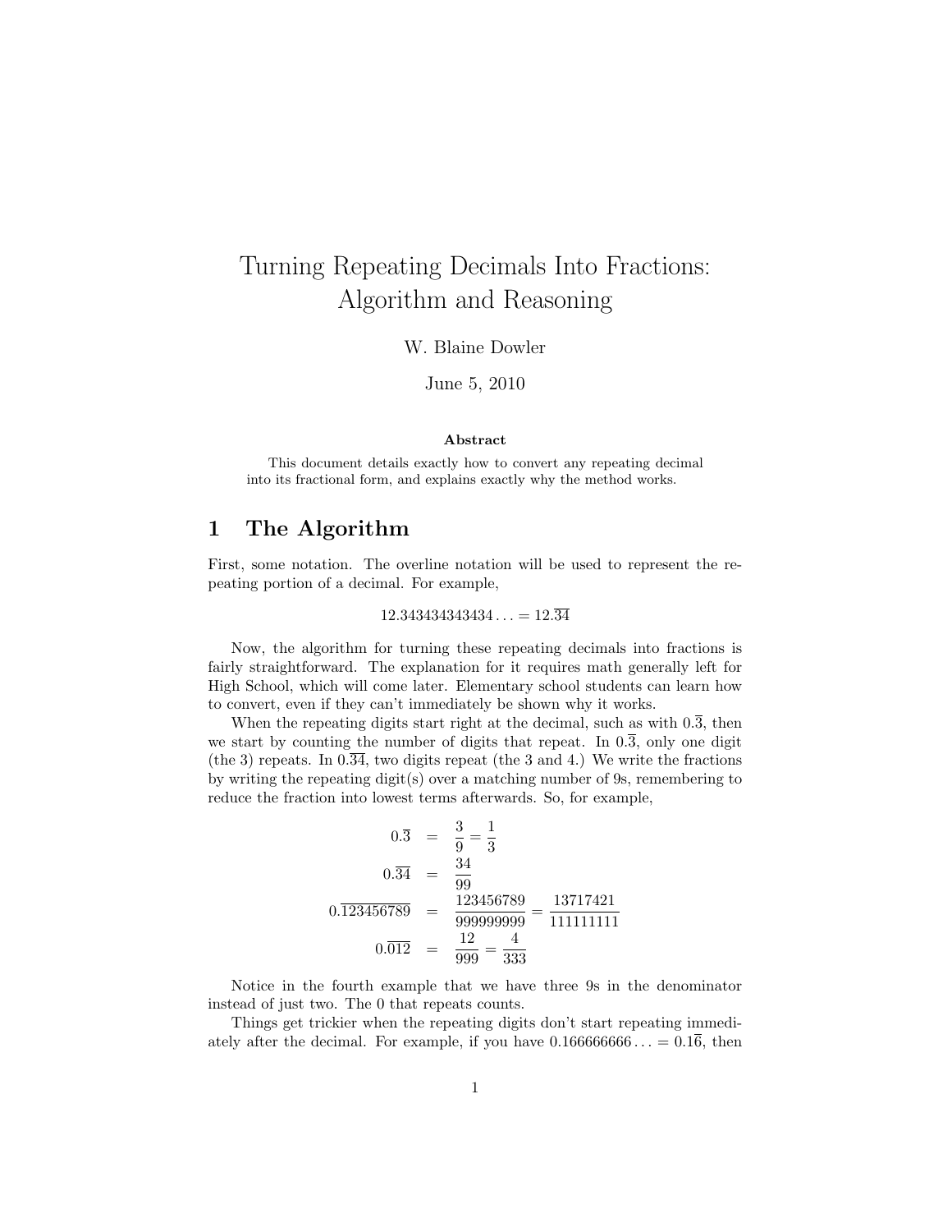# Turning Repeating Decimals Into Fractions: Algorithm and Reasoning

W. Blaine Dowler

June 5, 2010

**Abstract**

This document details exactly how to convert any repeating decimal into its fractional form, and explains exactly why the method works.

## 1 The Algorithm

First, some notation. The overline notation will be used to represent the repeating portion of a decimal. For example,

$$12.343434343434\ldots = 12.\overline{34}$$

Now, the algorithm for turning these repeating decimals into fractions is fairly straightforward. The explanation for it requires math generally left for High School, which will come later. Elementary school students can learn how to convert, even if they can't immediately be shown why it works.

When the repeating digits start right at the decimal, such as with $0.\overline{3}$, then we start by counting the number of digits that repeat. In $0.\overline{3}$, only one digit (the 3) repeats. In $0.\overline{34}$, two digits repeat (the 3 and 4.) We write the fractions by writing the repeating digit(s) over a matching number of 9s, remembering to reduce the fraction into lowest terms afterwards. So, for example,

$$\begin{aligned}
0.\overline{3} &= \frac{3}{9} = \frac{1}{3} \\
0.\overline{34} &= \frac{34}{99} \\
0.\overline{123456789} &= \frac{123456789}{999999999} = \frac{13717421}{111111111} \\
0.\overline{012} &= \frac{12}{999} = \frac{4}{333}
\end{aligned}$$

Notice in the fourth example that we have three 9s in the denominator instead of just two. The 0 that repeats counts.

Things get trickier when the repeating digits don't start repeating immediately after the decimal. For example, if you have $0.166666666\ldots = 0.1\overline{6}$, then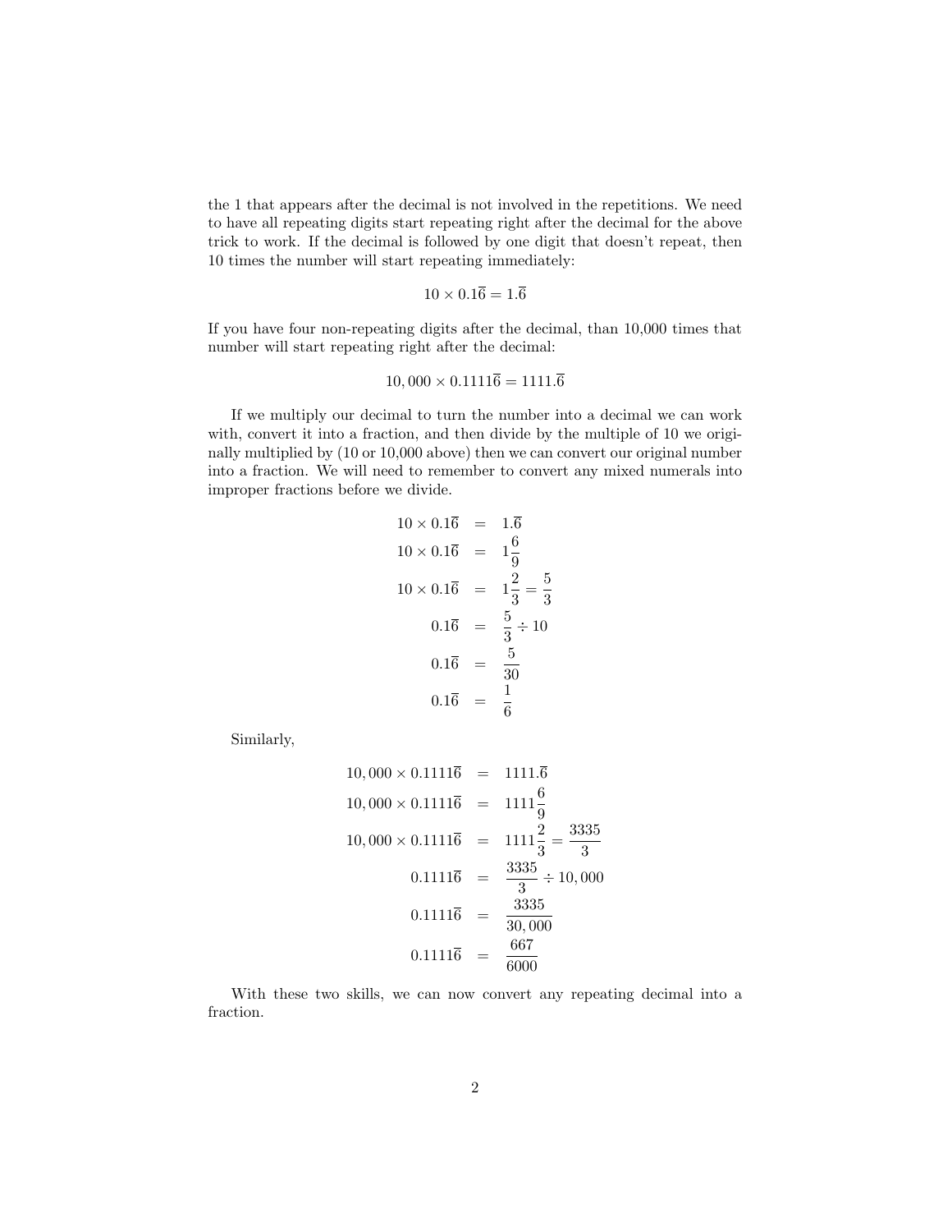the 1 that appears after the decimal is not involved in the repetitions. We need to have all repeating digits start repeating right after the decimal for the above trick to work. If the decimal is followed by one digit that doesn't repeat, then 10 times the number will start repeating immediately:

$$10 \times 0.1\overline{6} = 1.\overline{6}$$

If you have four non-repeating digits after the decimal, than 10,000 times that number will start repeating right after the decimal:

$$10,000 \times 0.1111\overline{6} = 1111.\overline{6}$$

If we multiply our decimal to turn the number into a decimal we can work with, convert it into a fraction, and then divide by the multiple of 10 we originally multiplied by (10 or 10,000 above) then we can convert our original number into a fraction. We will need to remember to convert any mixed numerals into improper fractions before we divide.

$$\begin{aligned}
10 \times 0.1\overline{6} &= 1.\overline{6} \\
10 \times 0.1\overline{6} &= 1\frac{6}{9} \\
10 \times 0.1\overline{6} &= 1\frac{2}{3} = \frac{5}{3} \\
0.1\overline{6} &= \frac{5}{3} \div 10 \\
0.1\overline{6} &= \frac{5}{30} \\
0.1\overline{6} &= \frac{1}{6}
\end{aligned}$$

Similarly,

$$\begin{aligned}
10,000 \times 0.1111\overline{6} &= 1111.\overline{6} \\
10,000 \times 0.1111\overline{6} &= 1111\frac{6}{9} \\
10,000 \times 0.1111\overline{6} &= 1111\frac{2}{3} = \frac{3335}{3} \\
0.1111\overline{6} &= \frac{3335}{3} \div 10,000 \\
0.1111\overline{6} &= \frac{3335}{30,000} \\
0.1111\overline{6} &= \frac{667}{6000}
\end{aligned}$$

With these two skills, we can now convert any repeating decimal into a fraction.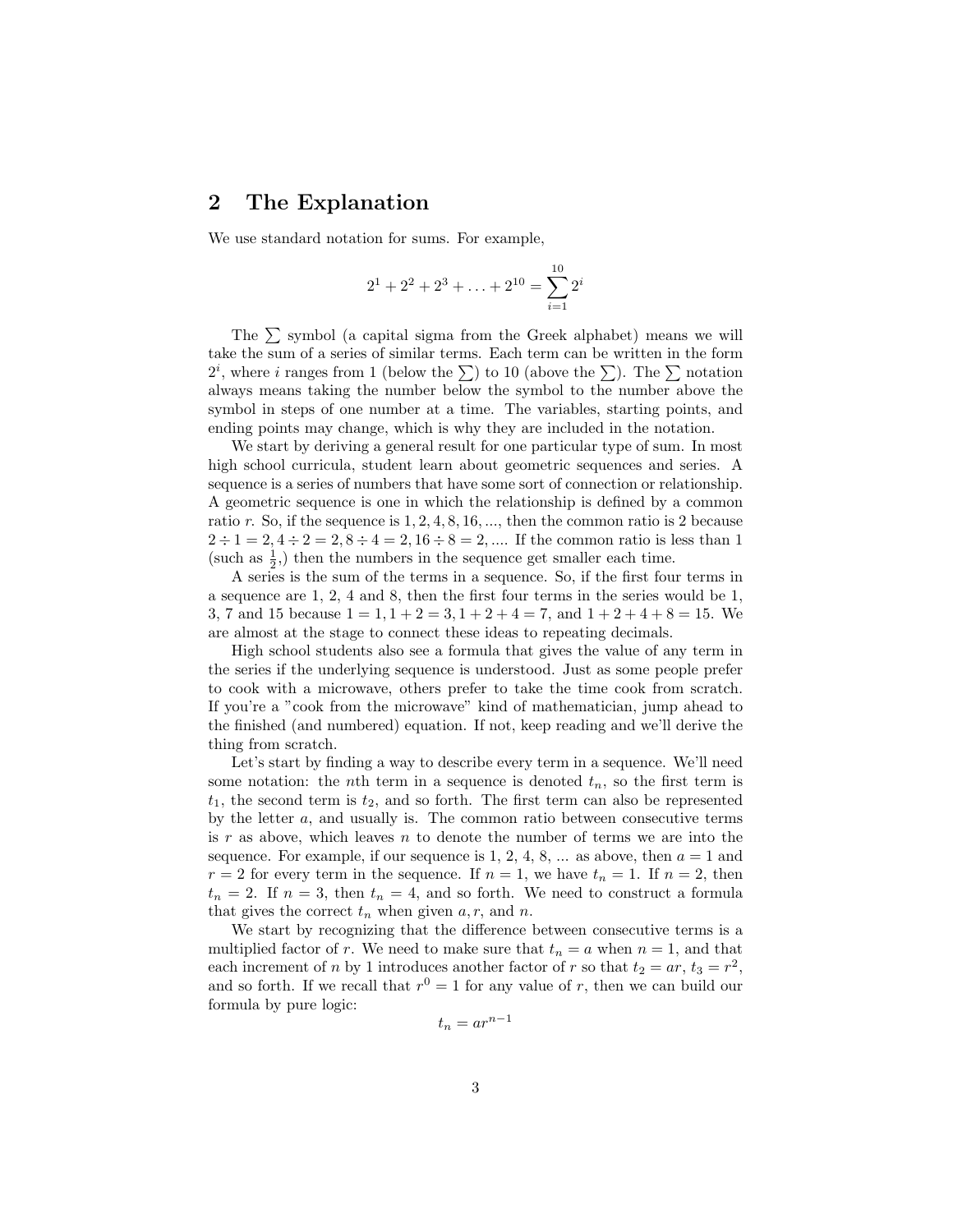## 2 The Explanation

We use standard notation for sums. For example,

$$2^1 + 2^2 + 2^3 + \ldots + 2^{10} = \sum_{i=1}^{10} 2^i$$

The $\sum$ symbol (a capital sigma from the Greek alphabet) means we will take the sum of a series of similar terms. Each term can be written in the form $2^i$, where $i$ ranges from 1 (below the $\sum$) to 10 (above the $\sum$). The $\sum$ notation always means taking the number below the symbol to the number above the symbol in steps of one number at a time. The variables, starting points, and ending points may change, which is why they are included in the notation.

We start by deriving a general result for one particular type of sum. In most high school curricula, student learn about geometric sequences and series. A sequence is a series of numbers that have some sort of connection or relationship. A geometric sequence is one in which the relationship is defined by a common ratio $r$. So, if the sequence is $1, 2, 4, 8, 16, \ldots$, then the common ratio is 2 because $2 \div 1 = 2, 4 \div 2 = 2, 8 \div 4 = 2, 16 \div 8 = 2, \ldots$. If the common ratio is less than 1 (such as $\frac{1}{2}$,) then the numbers in the sequence get smaller each time.

A series is the sum of the terms in a sequence. So, if the first four terms in a sequence are 1, 2, 4 and 8, then the first four terms in the series would be 1, 3, 7 and 15 because $1 = 1, 1 + 2 = 3, 1 + 2 + 4 = 7$, and $1 + 2 + 4 + 8 = 15$. We are almost at the stage to connect these ideas to repeating decimals.

High school students also see a formula that gives the value of any term in the series if the underlying sequence is understood. Just as some people prefer to cook with a microwave, others prefer to take the time cook from scratch. If you're a "cook from the microwave" kind of mathematician, jump ahead to the finished (and numbered) equation. If not, keep reading and we'll derive the thing from scratch.

Let's start by finding a way to describe every term in a sequence. We'll need some notation: the $n$th term in a sequence is denoted $t_n$, so the first term is $t_1$, the second term is $t_2$, and so forth. The first term can also be represented by the letter $a$, and usually is. The common ratio between consecutive terms is $r$ as above, which leaves $n$ to denote the number of terms we are into the sequence. For example, if our sequence is 1, 2, 4, 8, ... as above, then $a = 1$ and $r = 2$ for every term in the sequence. If $n = 1$, we have $t_n = 1$. If $n = 2$, then $t_n = 2$. If $n = 3$, then $t_n = 4$, and so forth. We need to construct a formula that gives the correct $t_n$ when given $a, r$, and $n$.

We start by recognizing that the difference between consecutive terms is a multiplied factor of $r$. We need to make sure that $t_n = a$ when $n = 1$, and that each increment of $n$ by 1 introduces another factor of $r$ so that $t_2 = ar$, $t_3 = r^2$, and so forth. If we recall that $r^0 = 1$ for any value of $r$, then we can build our formula by pure logic:

$$t_n = ar^{n-1}$$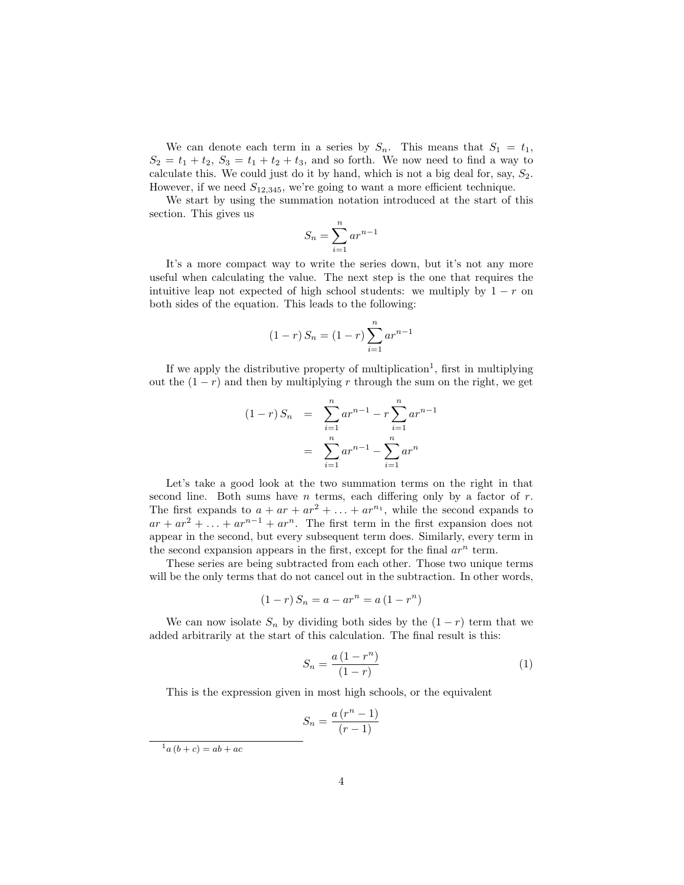We can denote each term in a series by $S_n$. This means that $S_1 = t_1$, $S_2 = t_1 + t_2$, $S_3 = t_1 + t_2 + t_3$, and so forth. We now need to find a way to calculate this. We could just do it by hand, which is not a big deal for, say, $S_2$. However, if we need $S_{12,345}$, we're going to want a more efficient technique.

We start by using the summation notation introduced at the start of this section. This gives us

$$S_n = \sum_{i=1}^{n} ar^{n-1}$$

It's a more compact way to write the series down, but it's not any more useful when calculating the value. The next step is the one that requires the intuitive leap not expected of high school students: we multiply by $1 - r$ on both sides of the equation. This leads to the following:

$$(1-r) S_n = (1-r) \sum_{i=1}^{n} ar^{n-1}$$

If we apply the distributive property of multiplication[1], first in multiplying out the $(1 - r)$ and then by multiplying $r$ through the sum on the right, we get

$$\begin{aligned}(1-r) S_n &= \sum_{i=1}^{n} ar^{n-1} - r \sum_{i=1}^{n} ar^{n-1} \\ &= \sum_{i=1}^{n} ar^{n-1} - \sum_{i=1}^{n} ar^{n}\end{aligned}$$

Let's take a good look at the two summation terms on the right in that second line. Both sums have $n$ terms, each differing only by a factor of $r$. The first expands to $a + ar + ar^2 + \ldots + ar^{n_1}$, while the second expands to $ar + ar^2 + \ldots + ar^{n-1} + ar^n$. The first term in the first expansion does not appear in the second, but every subsequent term does. Similarly, every term in the second expansion appears in the first, except for the final $ar^n$ term.

These series are being subtracted from each other. Those two unique terms will be the only terms that do not cancel out in the subtraction. In other words,

$$(1-r) S_n = a - ar^n = a(1-r^n)$$

We can now isolate $S_n$ by dividing both sides by the $(1 - r)$ term that we added arbitrarily at the start of this calculation. The final result is this:

$$S_n = \frac{a(1-r^n)}{(1-r)} \tag{1}$$

This is the expression given in most high schools, or the equivalent

$$S_n = \frac{a(r^n - 1)}{(r-1)}$$

[1] $a(b+c) = ab + ac$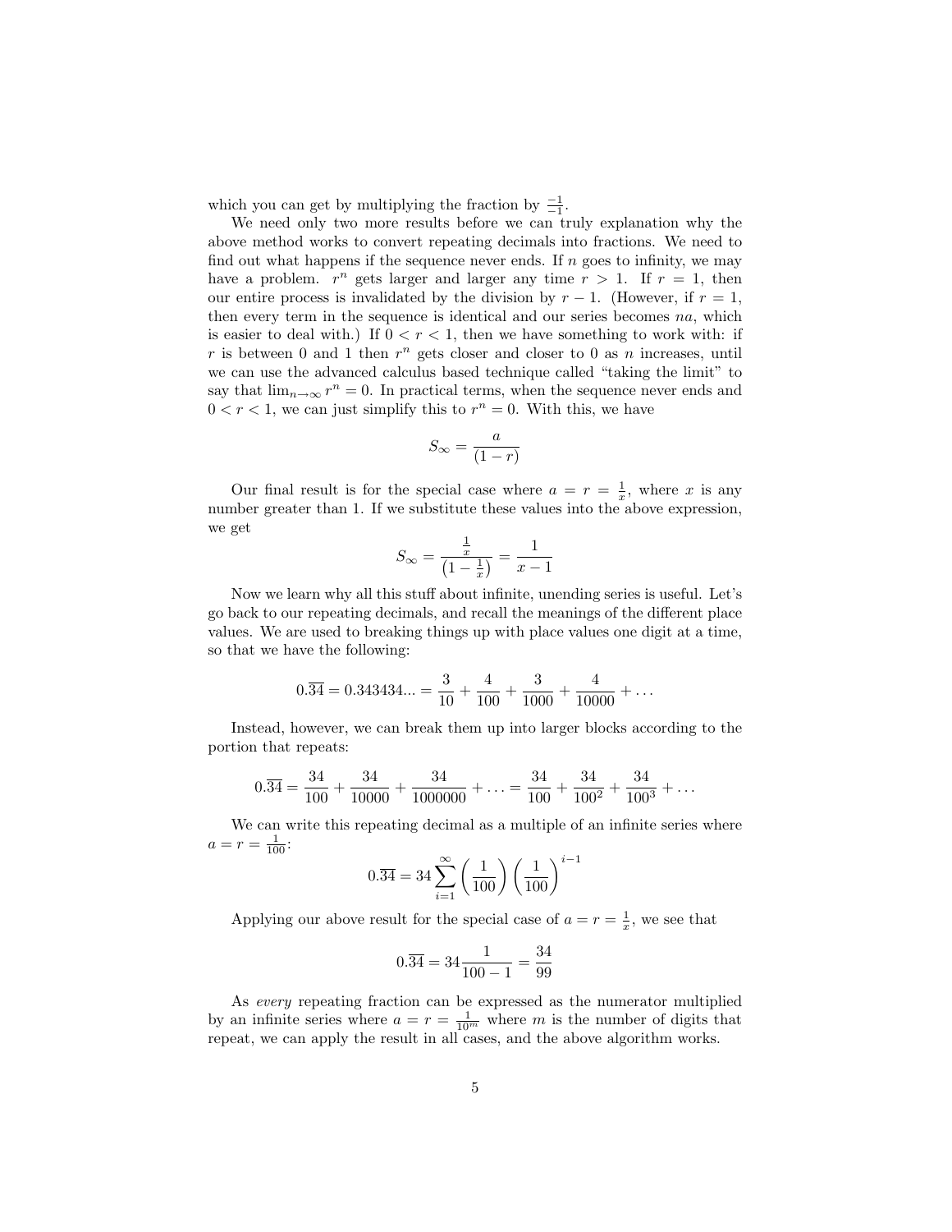which you can get by multiplying the fraction by $\frac{-1}{-1}$.

We need only two more results before we can truly explanation why the above method works to convert repeating decimals into fractions. We need to find out what happens if the sequence never ends. If $n$ goes to infinity, we may have a problem. $r^n$ gets larger and larger any time $r > 1$. If $r = 1$, then our entire process is invalidated by the division by $r - 1$. (However, if $r = 1$, then every term in the sequence is identical and our series becomes $na$, which is easier to deal with.) If $0 < r < 1$, then we have something to work with: if $r$ is between 0 and 1 then $r^n$ gets closer and closer to 0 as $n$ increases, until we can use the advanced calculus based technique called "taking the limit" to say that $\lim_{n\to\infty} r^n = 0$. In practical terms, when the sequence never ends and $0 < r < 1$, we can just simplify this to $r^n = 0$. With this, we have

$$S_\infty = \frac{a}{(1-r)}$$

Our final result is for the special case where $a = r = \frac{1}{x}$, where $x$ is any number greater than 1. If we substitute these values into the above expression, we get

$$S_\infty = \frac{\frac{1}{x}}{\left(1 - \frac{1}{x}\right)} = \frac{1}{x-1}$$

Now we learn why all this stuff about infinite, unending series is useful. Let's go back to our repeating decimals, and recall the meanings of the different place values. We are used to breaking things up with place values one digit at a time, so that we have the following:

$$0.\overline{34} = 0.343434... = \frac{3}{10} + \frac{4}{100} + \frac{3}{1000} + \frac{4}{10000} + \ldots$$

Instead, however, we can break them up into larger blocks according to the portion that repeats:

$$0.\overline{34} = \frac{34}{100} + \frac{34}{10000} + \frac{34}{1000000} + \ldots = \frac{34}{100} + \frac{34}{100^2} + \frac{34}{100^3} + \ldots$$

We can write this repeating decimal as a multiple of an infinite series where $a = r = \frac{1}{100}$:

$$0.\overline{34} = 34 \sum_{i=1}^{\infty} \left(\frac{1}{100}\right)\left(\frac{1}{100}\right)^{i-1}$$

Applying our above result for the special case of $a = r = \frac{1}{x}$, we see that

$$0.\overline{34} = 34\frac{1}{100-1} = \frac{34}{99}$$

As *every* repeating fraction can be expressed as the numerator multiplied by an infinite series where $a = r = \frac{1}{10^m}$ where $m$ is the number of digits that repeat, we can apply the result in all cases, and the above algorithm works.